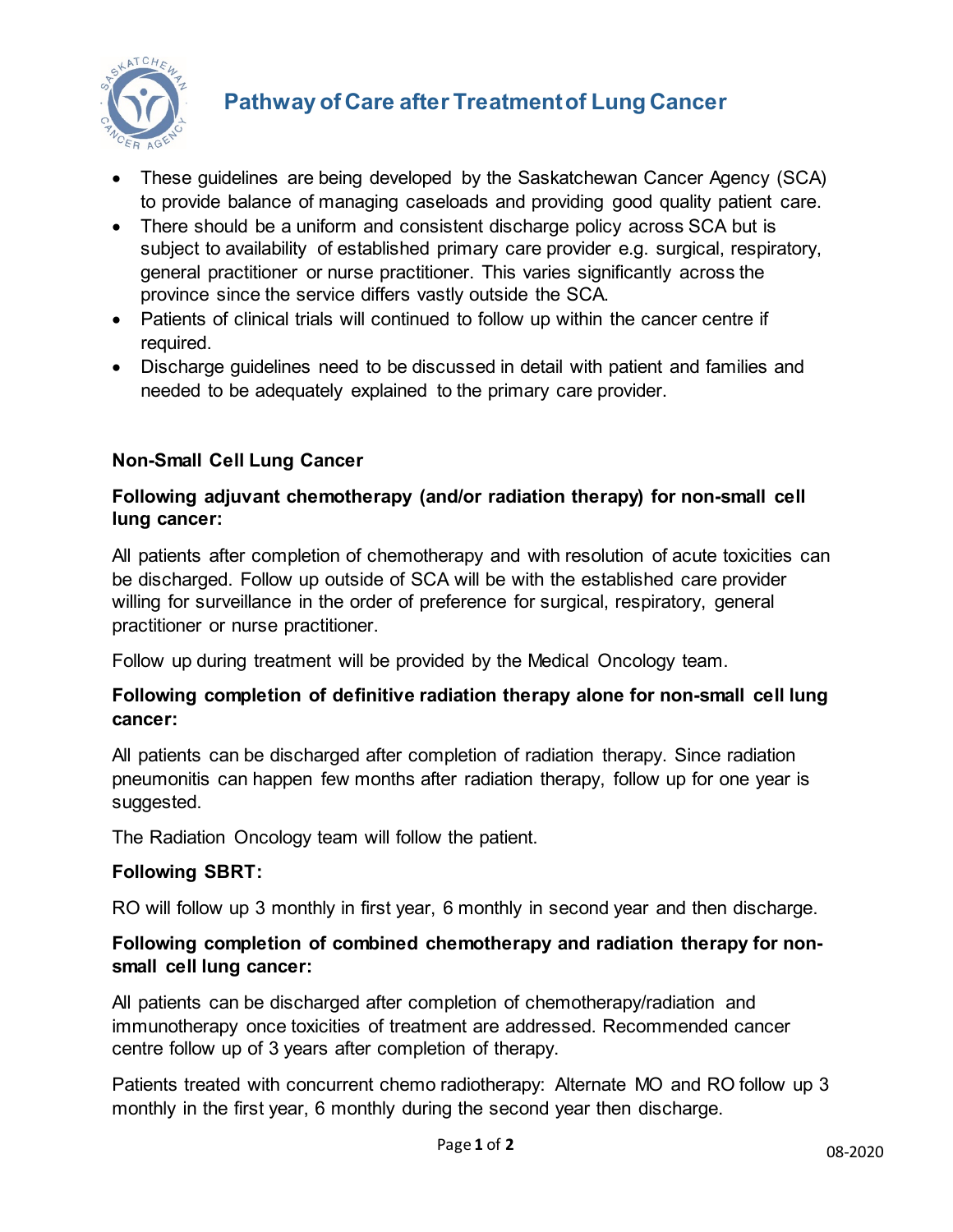# Pathway of Care after Treatment of Lung Cancer

- These guidelines are being developed by the Saskatchewan Cancer Agency (SCA) to provide balance of managing caseloads and providing good quality patient care.
- There should be a uniform and consistent discharge policy across SCA but is subject to availability of established primary care provider e.g. surgical, respiratory, general practitioner or nurse practitioner. This varies significantly across the province since the service differs vastly outside the SCA.
- Patients of clinical trials will continued to follow up within the cancer centre if required.
- Discharge guidelines need to be discussed in detail with patient and families and needed to be adequately explained to the primary care provider.

## Non-Small Cell Lung Cancer

### Following adjuvant chemotherapy (and/or radiation therapy) for non-small cell lung cancer:

All patients after completion of chemotherapy and with resolution of acute toxicities can be discharged. Follow up outside of SCA will be with the established care provider willing for surveillance in the order of preference for surgical, respiratory, general practitioner or nurse practitioner.

Follow up during treatment will be provided by the Medical Oncology team.

### Following completion of definitive radiation therapy alone for non-small cell lung cancer:

All patients can be discharged after completion of radiation therapy. Since radiation pneumonitis can happen few months after radiation therapy, follow up for one year is suggested.

The Radiation Oncology team will follow the patient.

### Following SBRT:

RO will follow up 3 monthly in first year, 6 monthly in second year and then discharge.

### Following completion of combined chemotherapy and radiation therapy for non-small cell lung cancer:

All patients can be discharged after completion of chemotherapy/radiation and immunotherapy once toxicities of treatment are addressed. Recommended cancer centre follow up of 3 years after completion of therapy.

Patients treated with concurrent chemo radiotherapy: Alternate MO and RO follow up 3 monthly in the first year, 6 monthly during the second year then discharge.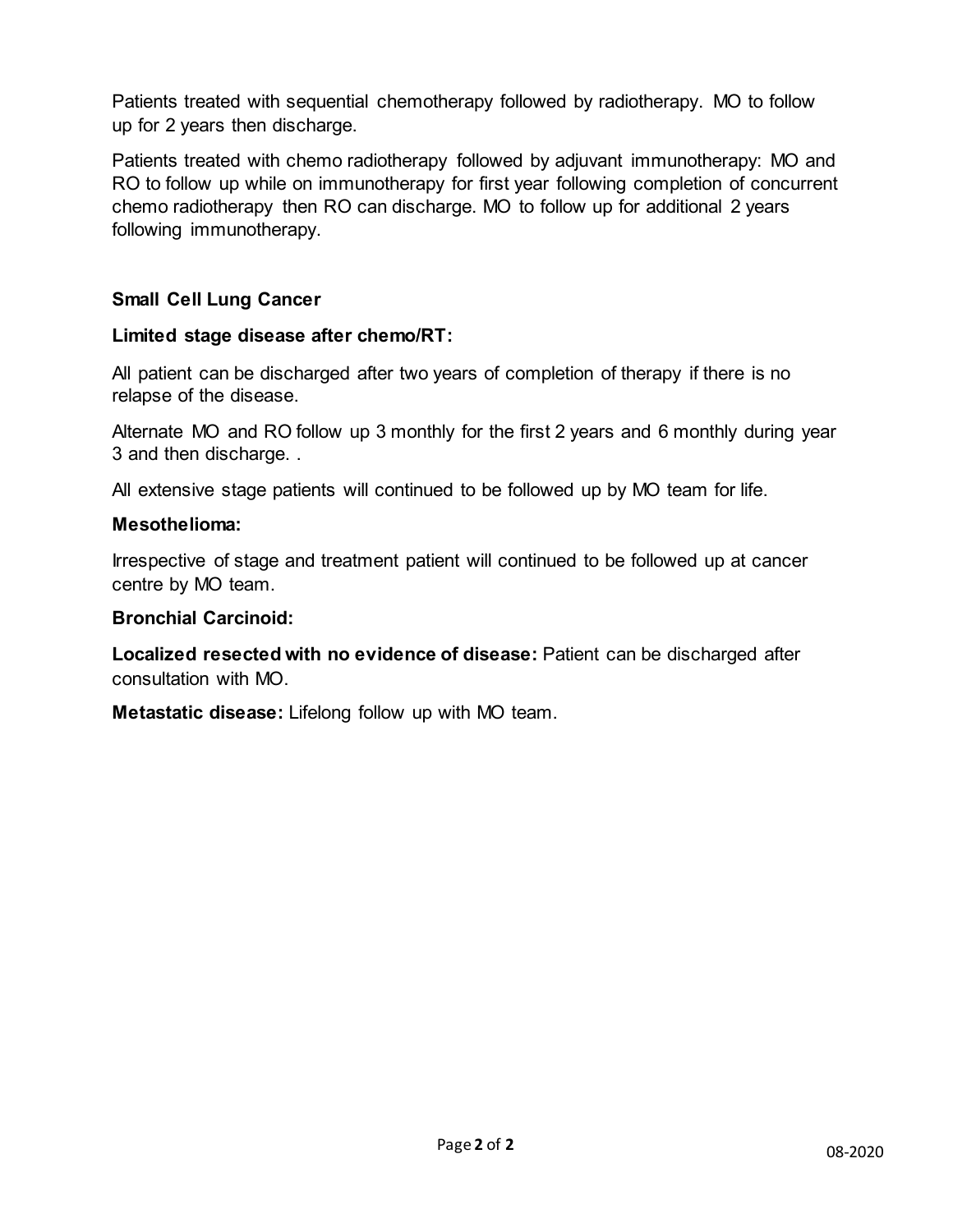Patients treated with sequential chemotherapy followed by radiotherapy. MO to follow up for 2 years then discharge.

Patients treated with chemo radiotherapy followed by adjuvant immunotherapy: MO and RO to follow up while on immunotherapy for first year following completion of concurrent chemo radiotherapy then RO can discharge. MO to follow up for additional 2 years following immunotherapy.

**Small Cell Lung Cancer**

**Limited stage disease after chemo/RT:**

All patient can be discharged after two years of completion of therapy if there is no relapse of the disease.

Alternate MO and RO follow up 3 monthly for the first 2 years and 6 monthly during year 3 and then discharge. .

All extensive stage patients will continued to be followed up by MO team for life.

**Mesothelioma:**

Irrespective of stage and treatment patient will continued to be followed up at cancer centre by MO team.

**Bronchial Carcinoid:**

**Localized resected with no evidence of disease:** Patient can be discharged after consultation with MO.

**Metastatic disease:** Lifelong follow up with MO team.

08-2020